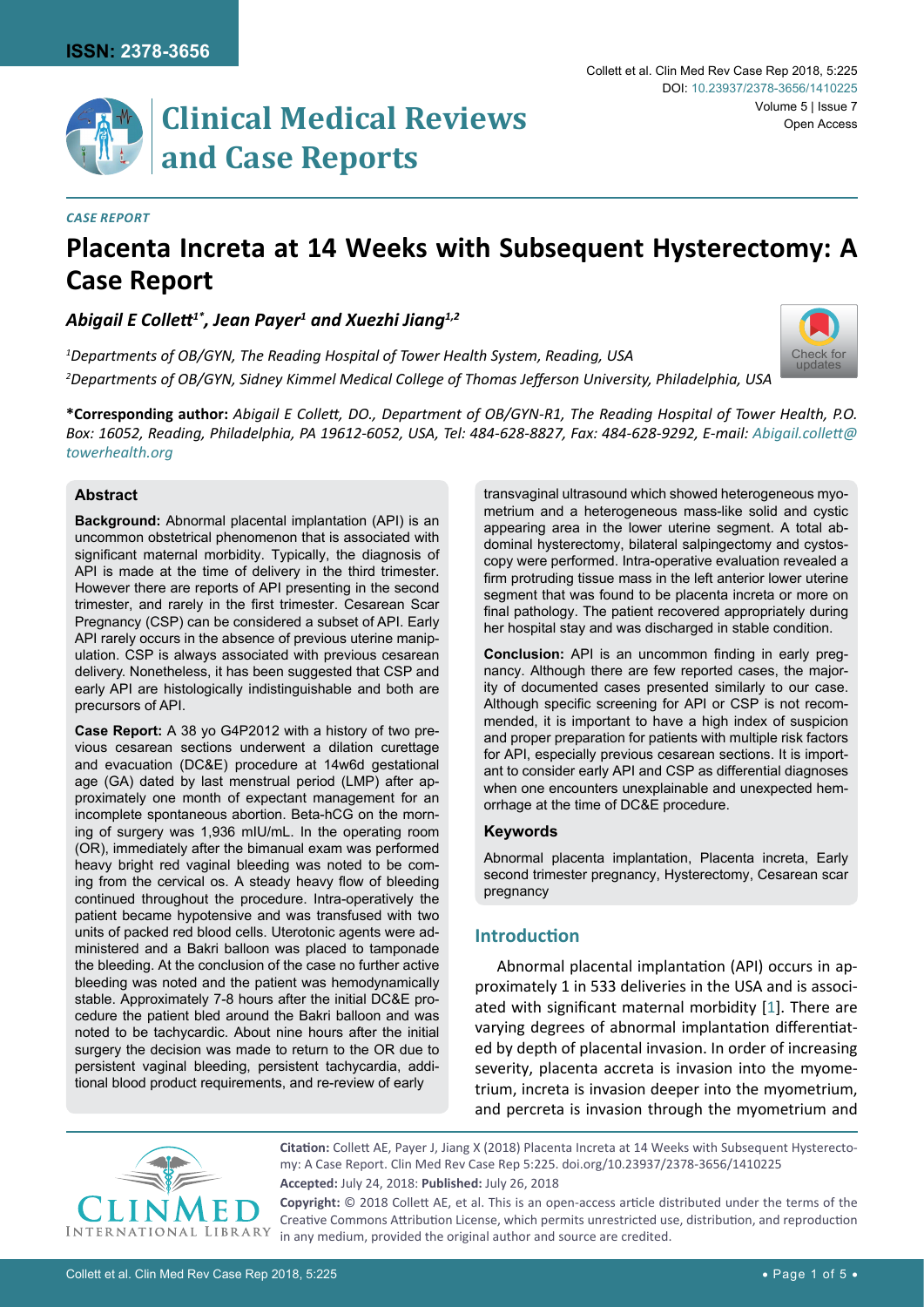**ISSN: 2378-3656**

# Clinical Medical Reviews and Case Reports

Collett et al. Clin Med Rev Case Rep 2018, 5:225

DOI: 10.23937/2378-3656/1410225

Volume 5 | Issue 7

Open Access

*CASE REPORT*

# Placenta Increta at 14 Weeks with Subsequent Hysterectomy: A Case Report

***Abigail E Collett[1*], Jean Payer[1] and Xuezhi Jiang[1,2]***

*[1]Departments of OB/GYN, The Reading Hospital of Tower Health System, Reading, USA*

*[2]Departments of OB/GYN, Sidney Kimmel Medical College of Thomas Jefferson University, Philadelphia, USA*

**\*Corresponding author:** *Abigail E Collett, DO., Department of OB/GYN-R1, The Reading Hospital of Tower Health, P.O. Box: 16052, Reading, PA 19612-6052, USA, Tel: 484-628-8827, Fax: 484-628-9292, E-mail: Abigail.collett@towerhealth.org*

## Abstract

**Background:** Abnormal placental implantation (API) is an uncommon obstetrical phenomenon that is associated with significant maternal morbidity. Typically, the diagnosis of API is made at the time of delivery in the third trimester. However there are reports of API presenting in the second trimester, and rarely in the first trimester. Cesarean Scar Pregnancy (CSP) can be considered a subset of API. Early API rarely occurs in the absence of previous uterine manipulation. CSP is always associated with previous cesarean delivery. Nonetheless, it has been suggested that CSP and early API are histologically indistinguishable and both are precursors of API.

**Case Report:** A 38 yo G4P2012 with a history of two previous cesarean sections underwent a dilation curettage and evacuation (DC&E) procedure at 14w6d gestational age (GA) dated by last menstrual period (LMP) after approximately one month of expectant management for an incomplete spontaneous abortion. Beta-hCG on the morning of surgery was 1,936 mIU/mL. In the operating room (OR), immediately after the bimanual exam was performed heavy bright red vaginal bleeding was noted to be coming from the cervical os. A steady heavy flow of bleeding continued throughout the procedure. Intra-operatively the patient became hypotensive and was transfused with two units of packed red blood cells. Uterotonic agents were administered and a Bakri balloon was placed to tamponade the bleeding. At the conclusion of the case no further active bleeding was noted and the patient was hemodynamically stable. Approximately 7-8 hours after the initial DC&E procedure the patient bled around the Bakri balloon and was noted to be tachycardic. About nine hours after the initial surgery the decision was made to return to the OR due to persistent vaginal bleeding, persistent tachycardia, additional blood product requirements, and re-review of early transvaginal ultrasound which showed heterogeneous myometrium and a heterogeneous mass-like solid and cystic appearing area in the lower uterine segment. A total abdominal hysterectomy, bilateral salpingectomy and cystoscopy were performed. Intra-operative evaluation revealed a firm protruding tissue mass in the left anterior lower uterine segment that was found to be placenta increta or more on final pathology. The patient recovered appropriately during her hospital stay and was discharged in stable condition.

**Conclusion:** API is an uncommon finding in early pregnancy. Although there are few reported cases, the majority of documented cases presented similarly to our case. Although specific screening for API or CSP is not recommended, it is important to have a high index of suspicion and proper preparation for patients with multiple risk factors for API, especially previous cesarean sections. It is important to consider early API and CSP as differential diagnoses when one encounters unexplainable and unexpected hemorrhage at the time of DC&E procedure.

### Keywords

Abnormal placenta implantation, Placenta increta, Early second trimester pregnancy, Hysterectomy, Cesarean scar pregnancy

## Introduction

Abnormal placental implantation (API) occurs in approximately 1 in 533 deliveries in the USA and is associated with significant maternal morbidity [1]. There are varying degrees of abnormal implantation differentiated by depth of placental invasion. In order of increasing severity, placenta accreta is invasion into the myometrium, increta is invasion deeper into the myometrium, and percreta is invasion through the myometrium and

**Citation:** Collett AE, Payer J, Jiang X (2018) Placenta Increta at 14 Weeks with Subsequent Hysterectomy: A Case Report. Clin Med Rev Case Rep 5:225. doi.org/10.23937/2378-3656/1410225

**Accepted:** July 24, 2018: **Published:** July 26, 2018

**Copyright:** © 2018 Collett AE, et al. This is an open-access article distributed under the terms of the Creative Commons Attribution License, which permits unrestricted use, distribution, and reproduction in any medium, provided the original author and source are credited.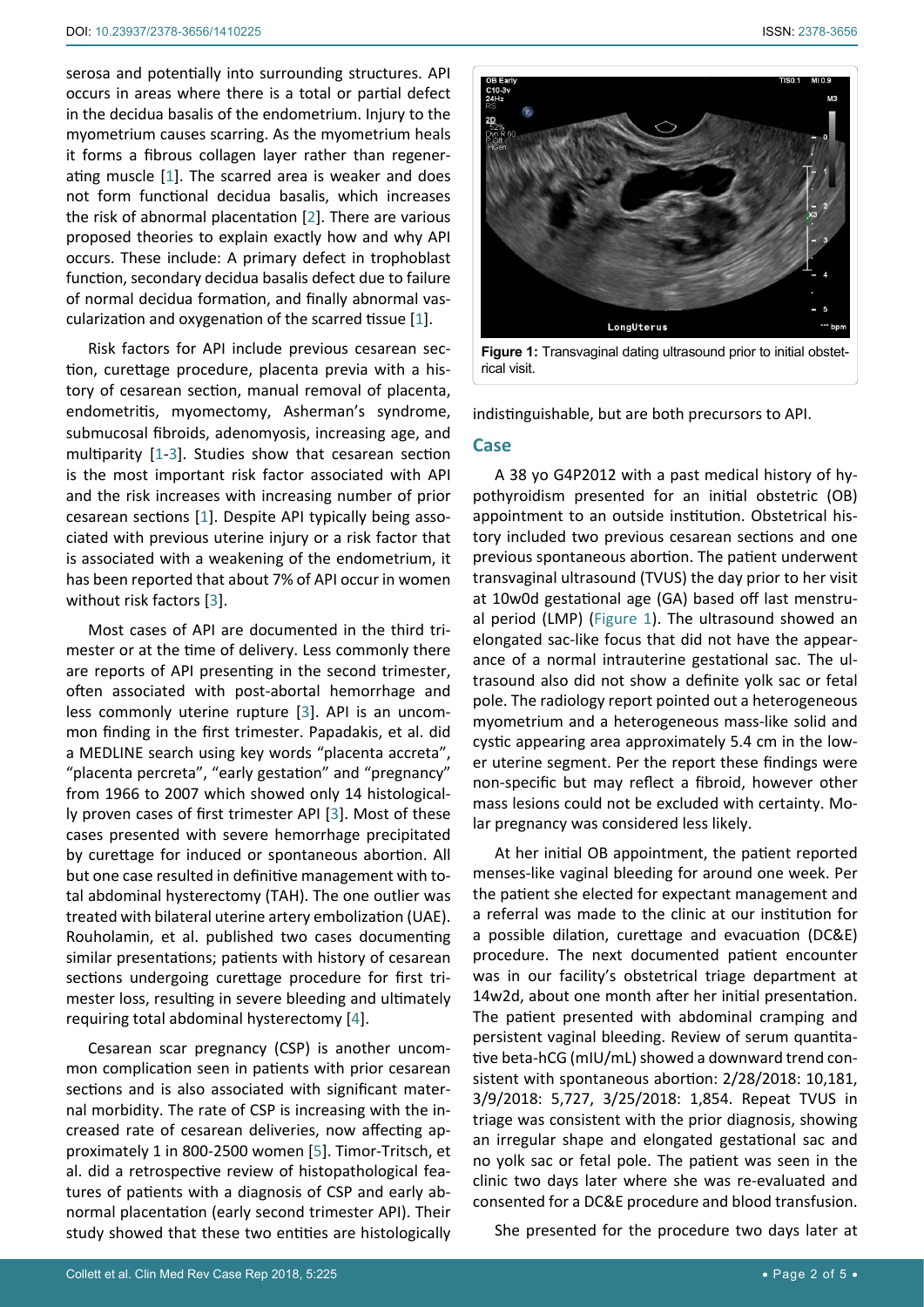serosa and potentially into surrounding structures. API occurs in areas where there is a total or partial defect in the decidua basalis of the endometrium. Injury to the myometrium causes scarring. As the myometrium heals it forms a fibrous collagen layer rather than regenerating muscle [1]. The scarred area is weaker and does not form functional decidua basalis, which increases the risk of abnormal placentation [2]. There are various proposed theories to explain exactly how and why API occurs. These include: A primary defect in trophoblast function, secondary decidua basalis defect due to failure of normal decidua formation, and finally abnormal vascularization and oxygenation of the scarred tissue [1].

Risk factors for API include previous cesarean section, curettage procedure, placenta previa with a history of cesarean section, manual removal of placenta, endometritis, myomectomy, Asherman's syndrome, submucosal fibroids, adenomyosis, increasing age, and multiparity [1-3]. Studies show that cesarean section is the most important risk factor associated with API and the risk increases with increasing number of prior cesarean sections [1]. Despite API typically being associated with previous uterine injury or a risk factor that is associated with a weakening of the endometrium, it has been reported that about 7% of API occur in women without risk factors [3].

Most cases of API are documented in the third trimester or at the time of delivery. Less commonly there are reports of API presenting in the second trimester, often associated with post-abortal hemorrhage and less commonly uterine rupture [3]. API is an uncommon finding in the first trimester. Papadakis, et al. did a MEDLINE search using key words "placenta accreta", "placenta percreta", "early gestation" and "pregnancy" from 1966 to 2007 which showed only 14 histologically proven cases of first trimester API [3]. Most of these cases presented with severe hemorrhage precipitated by curettage for induced or spontaneous abortion. All but one case resulted in definitive management with total abdominal hysterectomy (TAH). The one outlier was treated with bilateral uterine artery embolization (UAE). Rouholamin, et al. published two cases documenting similar presentations; patients with history of cesarean sections undergoing curettage procedure for first trimester loss, resulting in severe bleeding and ultimately requiring total abdominal hysterectomy [4].

Cesarean scar pregnancy (CSP) is another uncommon complication seen in patients with prior cesarean sections and is also associated with significant maternal morbidity. The rate of CSP is increasing with the increased rate of cesarean deliveries, now affecting approximately 1 in 800-2500 women [5]. Timor-Tritsch, et al. did a retrospective review of histopathological features of patients with a diagnosis of CSP and early abnormal placentation (early second trimester API). Their study showed that these two entities are histologically indistinguishable, but are both precursors to API.

Figure 1: Transvaginal dating ultrasound prior to initial obstetrical visit.

## Case

A 38 yo G4P2012 with a past medical history of hypothyroidism presented for an initial obstetric (OB) appointment to an outside institution. Obstetrical history included two previous cesarean sections and one previous spontaneous abortion. The patient underwent transvaginal ultrasound (TVUS) the day prior to her visit at 10w0d gestational age (GA) based off last menstrual period (LMP) (Figure 1). The ultrasound showed an elongated sac-like focus that did not have the appearance of a normal intrauterine gestational sac. The ultrasound also did not show a definite yolk sac or fetal pole. The radiology report pointed out a heterogeneous myometrium and a heterogeneous mass-like solid and cystic appearing area approximately 5.4 cm in the lower uterine segment. Per the report these findings were non-specific but may reflect a fibroid, however other mass lesions could not be excluded with certainty. Molar pregnancy was considered less likely.

At her initial OB appointment, the patient reported menses-like vaginal bleeding for around one week. Per the patient she elected for expectant management and a referral was made to the clinic at our institution for a possible dilation, curettage and evacuation (DC&E) procedure. The next documented patient encounter was in our facility's obstetrical triage department at 14w2d, about one month after her initial presentation. The patient presented with abdominal cramping and persistent vaginal bleeding. Review of serum quantitative beta-hCG (mIU/mL) showed a downward trend consistent with spontaneous abortion: 2/28/2018: 10,181, 3/9/2018: 5,727, 3/25/2018: 1,854. Repeat TVUS in triage was consistent with the prior diagnosis, showing an irregular shape and elongated gestational sac and no yolk sac or fetal pole. The patient was seen in the clinic two days later where she was re-evaluated and consented for a DC&E procedure and blood transfusion.

She presented for the procedure two days later at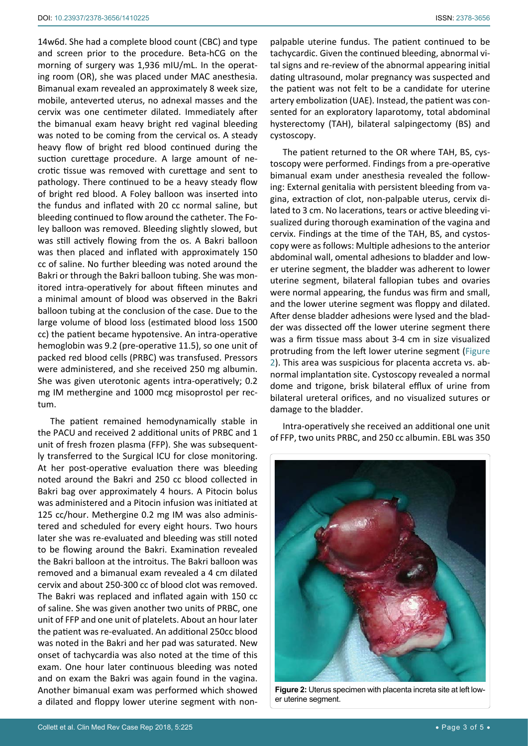14w6d. She had a complete blood count (CBC) and type and screen prior to the procedure. Beta-hCG on the morning of surgery was 1,936 mIU/mL. In the operating room (OR), she was placed under MAC anesthesia. Bimanual exam revealed an approximately 8 week size, mobile, anteverted uterus, no adnexal masses and the cervix was one centimeter dilated. Immediately after the bimanual exam heavy bright red vaginal bleeding was noted to be coming from the cervical os. A steady heavy flow of bright red blood continued during the suction curettage procedure. A large amount of necrotic tissue was removed with curettage and sent to pathology. There continued to be a heavy steady flow of bright red blood. A Foley balloon was inserted into the fundus and inflated with 20 cc normal saline, but bleeding continued to flow around the catheter. The Foley balloon was removed. Bleeding slightly slowed, but was still actively flowing from the os. A Bakri balloon was then placed and inflated with approximately 150 cc of saline. No further bleeding was noted around the Bakri or through the Bakri balloon tubing. She was monitored intra-operatively for about fifteen minutes and a minimal amount of blood was observed in the Bakri balloon tubing at the conclusion of the case. Due to the large volume of blood loss (estimated blood loss 1500 cc) the patient became hypotensive. An intra-operative hemoglobin was 9.2 (pre-operative 11.5), so one unit of packed red blood cells (PRBC) was transfused. Pressors were administered, and she received 250 mg albumin. She was given uterotonic agents intra-operatively; 0.2 mg IM methergine and 1000 mcg misoprostol per rectum.

The patient remained hemodynamically stable in the PACU and received 2 additional units of PRBC and 1 unit of fresh frozen plasma (FFP). She was subsequently transferred to the Surgical ICU for close monitoring. At her post-operative evaluation there was bleeding noted around the Bakri and 250 cc blood collected in Bakri bag over approximately 4 hours. A Pitocin bolus was administered and a Pitocin infusion was initiated at 125 cc/hour. Methergine 0.2 mg IM was also administered and scheduled for every eight hours. Two hours later she was re-evaluated and bleeding was still noted to be flowing around the Bakri. Examination revealed the Bakri balloon at the introitus. The Bakri balloon was removed and a bimanual exam revealed a 4 cm dilated cervix and about 250-300 cc of blood clot was removed. The Bakri was replaced and inflated again with 150 cc of saline. She was given another two units of PRBC, one unit of FFP and one unit of platelets. About an hour later the patient was re-evaluated. An additional 250cc blood was noted in the Bakri and her pad was saturated. New onset of tachycardia was also noted at the time of this exam. One hour later continuous bleeding was noted and on exam the Bakri was again found in the vagina. Another bimanual exam was performed which showed a dilated and floppy lower uterine segment with non-palpable uterine fundus. The patient continued to be tachycardic. Given the continued bleeding, abnormal vital signs and re-review of the abnormal appearing initial dating ultrasound, molar pregnancy was suspected and the patient was not felt to be a candidate for uterine artery embolization (UAE). Instead, the patient was consented for an exploratory laparotomy, total abdominal hysterectomy (TAH), bilateral salpingectomy (BS) and cystoscopy.

The patient returned to the OR where TAH, BS, cystoscopy were performed. Findings from a pre-operative bimanual exam under anesthesia revealed the following: External genitalia with persistent bleeding from vagina, extraction of clot, non-palpable uterus, cervix dilated to 3 cm. No lacerations, tears or active bleeding visualized during thorough examination of the vagina and cervix. Findings at the time of the TAH, BS, and cystoscopy were as follows: Multiple adhesions to the anterior abdominal wall, omental adhesions to bladder and lower uterine segment, the bladder was adherent to lower uterine segment, bilateral fallopian tubes and ovaries were normal appearing, the fundus was firm and small, and the lower uterine segment was floppy and dilated. After dense bladder adhesions were lysed and the bladder was dissected off the lower uterine segment there was a firm tissue mass about 3-4 cm in size visualized protruding from the left lower uterine segment (Figure 2). This area was suspicious for placenta accreta vs. abnormal implantation site. Cystoscopy revealed a normal dome and trigone, brisk bilateral efflux of urine from bilateral ureteral orifices, and no visualized sutures or damage to the bladder.

Intra-operatively she received an additional one unit of FFP, two units PRBC, and 250 cc albumin. EBL was 350

**Figure 2:** Uterus specimen with placenta increta site at left lower uterine segment.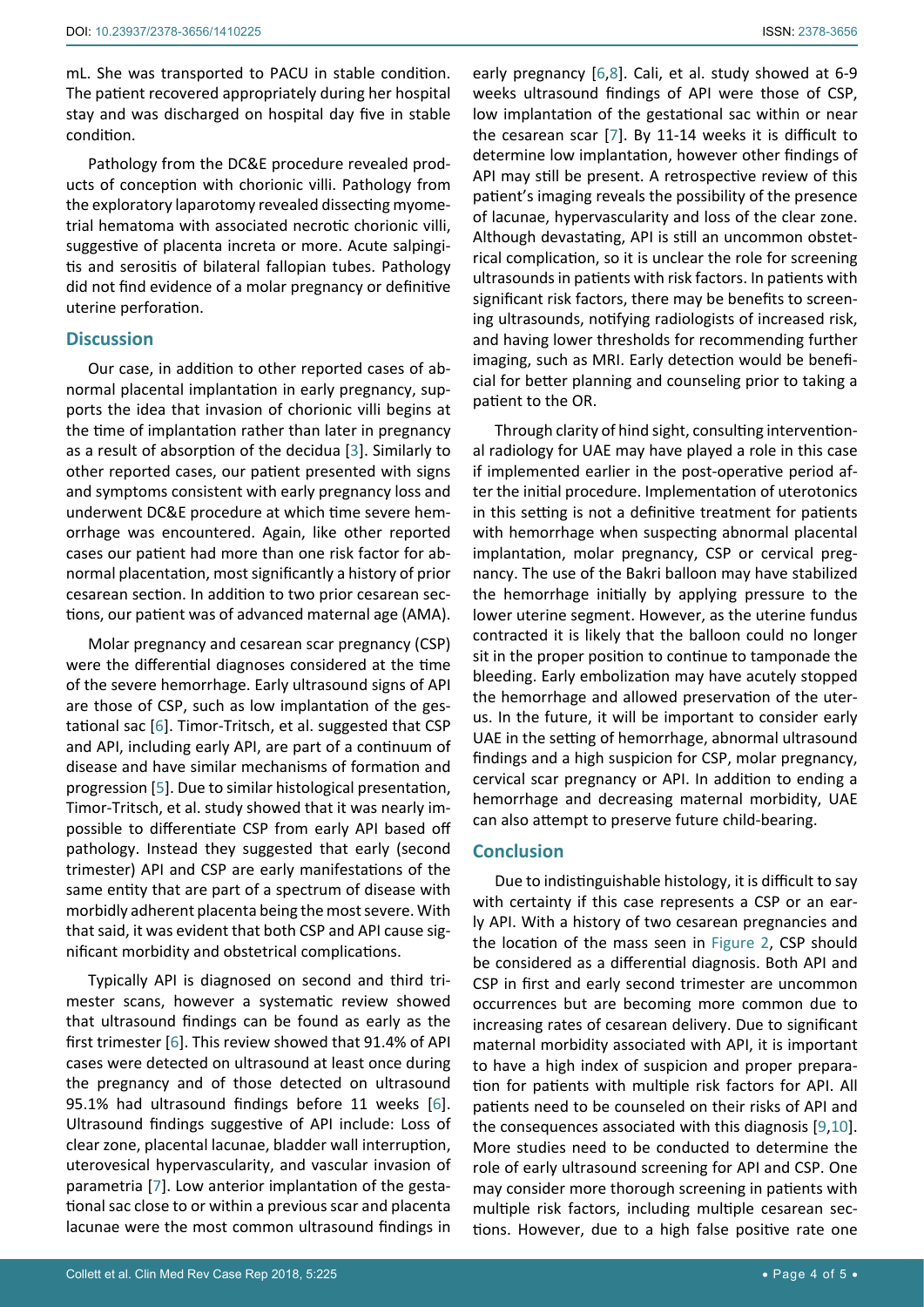mL. She was transported to PACU in stable condition. The patient recovered appropriately during her hospital stay and was discharged on hospital day five in stable condition.

Pathology from the DC&E procedure revealed products of conception with chorionic villi. Pathology from the exploratory laparotomy revealed dissecting myometrial hematoma with associated necrotic chorionic villi, suggestive of placenta increta or more. Acute salpingitis and serositis of bilateral fallopian tubes. Pathology did not find evidence of a molar pregnancy or definitive uterine perforation.

## Discussion

Our case, in addition to other reported cases of abnormal placental implantation in early pregnancy, supports the idea that invasion of chorionic villi begins at the time of implantation rather than later in pregnancy as a result of absorption of the decidua [3]. Similarly to other reported cases, our patient presented with signs and symptoms consistent with early pregnancy loss and underwent DC&E procedure at which time severe hemorrhage was encountered. Again, like other reported cases our patient had more than one risk factor for abnormal placentation, most significantly a history of prior cesarean section. In addition to two prior cesarean sections, our patient was of advanced maternal age (AMA).

Molar pregnancy and cesarean scar pregnancy (CSP) were the differential diagnoses considered at the time of the severe hemorrhage. Early ultrasound signs of API are those of CSP, such as low implantation of the gestational sac [6]. Timor-Tritsch, et al. suggested that CSP and API, including early API, are part of a continuum of disease and have similar mechanisms of formation and progression [5]. Due to similar histological presentation, Timor-Tritsch, et al. study showed that it was nearly impossible to differentiate CSP from early API based off pathology. Instead they suggested that early (second trimester) API and CSP are early manifestations of the same entity that are part of a spectrum of disease with morbidly adherent placenta being the most severe. With that said, it was evident that both CSP and API cause significant morbidity and obstetrical complications.

Typically API is diagnosed on second and third trimester scans, however a systematic review showed that ultrasound findings can be found as early as the first trimester [6]. This review showed that 91.4% of API cases were detected on ultrasound at least once during the pregnancy and of those detected on ultrasound 95.1% had ultrasound findings before 11 weeks [6]. Ultrasound findings suggestive of API include: Loss of clear zone, placental lacunae, bladder wall interruption, uterovesical hypervascularity, and vascular invasion of parametria [7]. Low anterior implantation of the gestational sac close to or within a previous scar and placenta lacunae were the most common ultrasound findings in early pregnancy [6,8]. Cali, et al. study showed at 6-9 weeks ultrasound findings of API were those of CSP, low implantation of the gestational sac within or near the cesarean scar [7]. By 11-14 weeks it is difficult to determine low implantation, however other findings of API may still be present. A retrospective review of this patient's imaging reveals the possibility of the presence of lacunae, hypervascularity and loss of the clear zone. Although devastating, API is still an uncommon obstetrical complication, so it is unclear the role for screening ultrasounds in patients with risk factors. In patients with significant risk factors, there may be benefits to screening ultrasounds, notifying radiologists of increased risk, and having lower thresholds for recommending further imaging, such as MRI. Early detection would be beneficial for better planning and counseling prior to taking a patient to the OR.

Through clarity of hind sight, consulting interventional radiology for UAE may have played a role in this case if implemented earlier in the post-operative period after the initial procedure. Implementation of uterotonics in this setting is not a definitive treatment for patients with hemorrhage when suspecting abnormal placental implantation, molar pregnancy, CSP or cervical pregnancy. The use of the Bakri balloon may have stabilized the hemorrhage initially by applying pressure to the lower uterine segment. However, as the uterine fundus contracted it is likely that the balloon could no longer sit in the proper position to continue to tamponade the bleeding. Early embolization may have acutely stopped the hemorrhage and allowed preservation of the uterus. In the future, it will be important to consider early UAE in the setting of hemorrhage, abnormal ultrasound findings and a high suspicion for CSP, molar pregnancy, cervical scar pregnancy or API. In addition to ending a hemorrhage and decreasing maternal morbidity, UAE can also attempt to preserve future child-bearing.

## Conclusion

Due to indistinguishable histology, it is difficult to say with certainty if this case represents a CSP or an early API. With a history of two cesarean pregnancies and the location of the mass seen in Figure 2, CSP should be considered as a differential diagnosis. Both API and CSP in first and early second trimester are uncommon occurrences but are becoming more common due to increasing rates of cesarean delivery. Due to significant maternal morbidity associated with API, it is important to have a high index of suspicion and proper preparation for patients with multiple risk factors for API. All patients need to be counseled on their risks of API and the consequences associated with this diagnosis [9,10]. More studies need to be conducted to determine the role of early ultrasound screening for API and CSP. One may consider more thorough screening in patients with multiple risk factors, including multiple cesarean sections. However, due to a high false positive rate one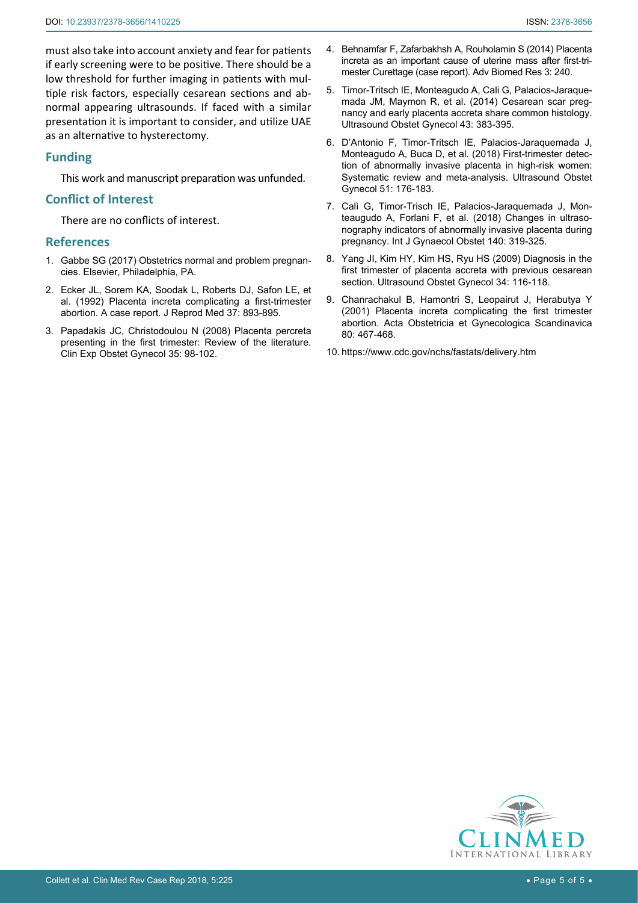must also take into account anxiety and fear for patients if early screening were to be positive. There should be a low threshold for further imaging in patients with multiple risk factors, especially cesarean sections and abnormal appearing ultrasounds. If faced with a similar presentation it is important to consider, and utilize UAE as an alternative to hysterectomy.

## Funding

This work and manuscript preparation was unfunded.

## Conflict of Interest

There are no conflicts of interest.

## References

1. Gabbe SG (2017) Obstetrics normal and problem pregnancies. Elsevier, Philadelphia, PA.
2. Ecker JL, Sorem KA, Soodak L, Roberts DJ, Safon LE, et al. (1992) Placenta increta complicating a first-trimester abortion. A case report. J Reprod Med 37: 893-895.
3. Papadakis JC, Christodoulou N (2008) Placenta percreta presenting in the first trimester: Review of the literature. Clin Exp Obstet Gynecol 35: 98-102.
4. Behnamfar F, Zafarbakhsh A, Rouholamin S (2014) Placenta increta as an important cause of uterine mass after first-trimester Curettage (case report). Adv Biomed Res 3: 240.
5. Timor-Tritsch IE, Monteagudo A, Cali G, Palacios-Jaraquemada JM, Maymon R, et al. (2014) Cesarean scar pregnancy and early placenta accreta share common histology. Ultrasound Obstet Gynecol 43: 383-395.
6. D'Antonio F, Timor-Tritsch IE, Palacios-Jaraquemada J, Monteagudo A, Buca D, et al. (2018) First-trimester detection of abnormally invasive placenta in high-risk women: Systematic review and meta-analysis. Ultrasound Obstet Gynecol 51: 176-183.
7. Calì G, Timor-Trisch IE, Palacios-Jaraquemada J, Monteaugudo A, Forlani F, et al. (2018) Changes in ultrasonography indicators of abnormally invasive placenta during pregnancy. Int J Gynaecol Obstet 140: 319-325.
8. Yang JI, Kim HY, Kim HS, Ryu HS (2009) Diagnosis in the first trimester of placenta accreta with previous cesarean section. Ultrasound Obstet Gynecol 34: 116-118.
9. Chanrachakul B, Hamontri S, Leopairut J, Herabutya Y (2001) Placenta increta complicating the first trimester abortion. Acta Obstetricia et Gynecologica Scandinavica 80: 467-468.
10. https://www.cdc.gov/nchs/fastats/delivery.htm